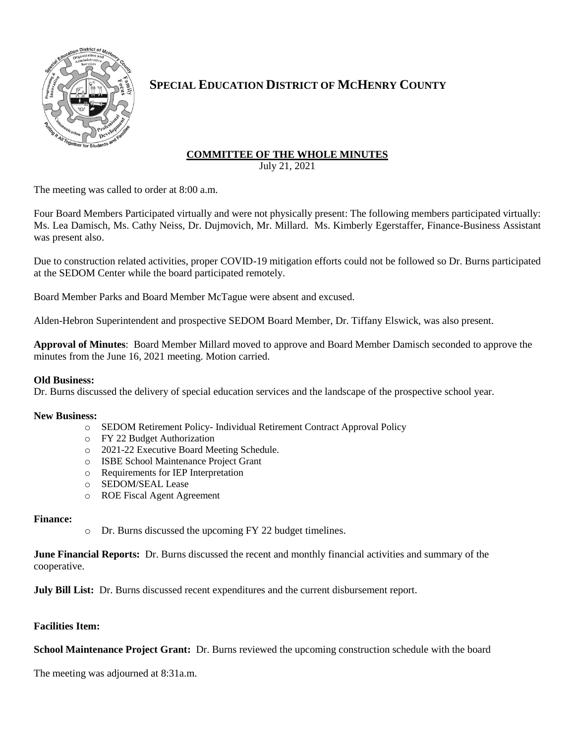# SPECIAL EDUCATION DISTRICT OF MCHENRY COUNTY

## COMMITTEE OF THE WHOLE MINUTES

July 21, 2021

The meeting was called to order at 8:00 a.m.

Four Board Members Participated virtually and were not physically present: The following members participated virtually: Ms. Lea Damisch, Ms. Cathy Neiss, Dr. Dujmovich, Mr. Millard. Ms. Kimberly Egerstaffer, Finance-Business Assistant was present also.

Due to construction related activities, proper COVID-19 mitigation efforts could not be followed so Dr. Burns participated at the SEDOM Center while the board participated remotely.

Board Member Parks and Board Member McTague were absent and excused.

Alden-Hebron Superintendent and prospective SEDOM Board Member, Dr. Tiffany Elswick, was also present.

**Approval of Minutes**: Board Member Millard moved to approve and Board Member Damisch seconded to approve the minutes from the June 16, 2021 meeting. Motion carried.

**Old Business:**
Dr. Burns discussed the delivery of special education services and the landscape of the prospective school year.

**New Business:**

- SEDOM Retirement Policy- Individual Retirement Contract Approval Policy
- FY 22 Budget Authorization
- 2021-22 Executive Board Meeting Schedule.
- ISBE School Maintenance Project Grant
- Requirements for IEP Interpretation
- SEDOM/SEAL Lease
- ROE Fiscal Agent Agreement

**Finance:**

- Dr. Burns discussed the upcoming FY 22 budget timelines.

**June Financial Reports:** Dr. Burns discussed the recent and monthly financial activities and summary of the cooperative.

**July Bill List:** Dr. Burns discussed recent expenditures and the current disbursement report.

**Facilities Item:**

**School Maintenance Project Grant:** Dr. Burns reviewed the upcoming construction schedule with the board

The meeting was adjourned at 8:31a.m.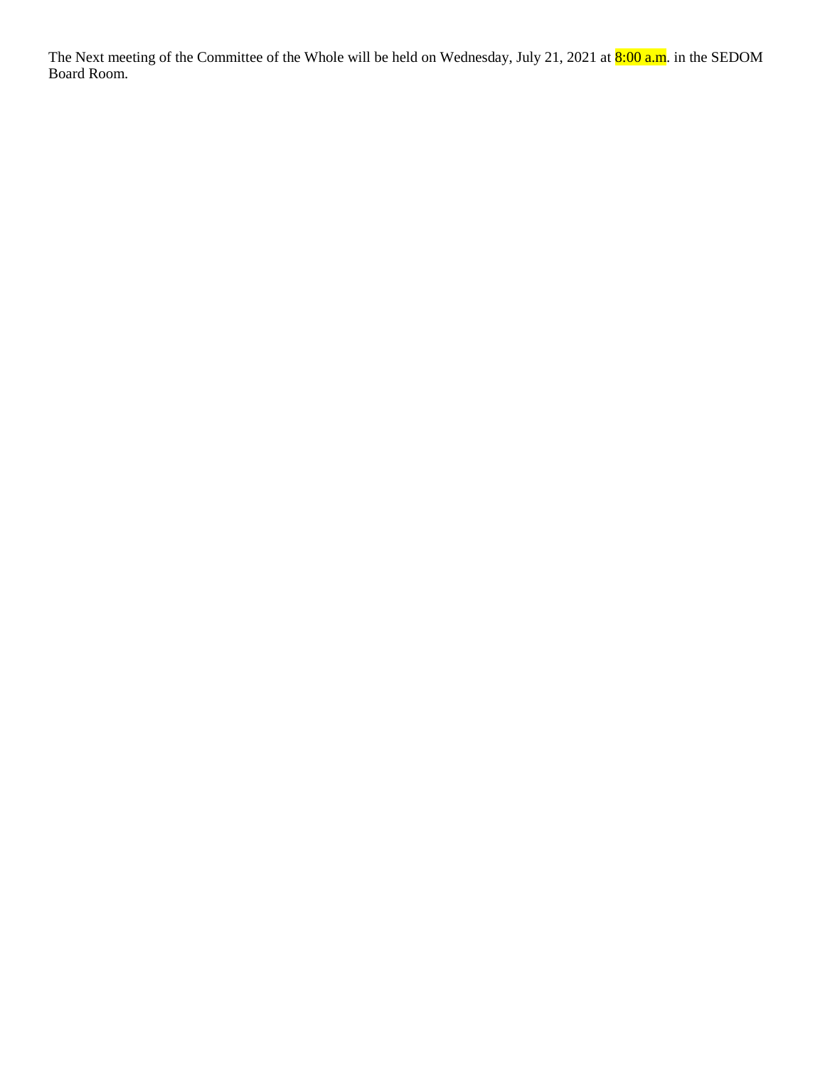The Next meeting of the Committee of the Whole will be held on Wednesday, July 21, 2021 at 8:00 a.m. in the SEDOM Board Room.